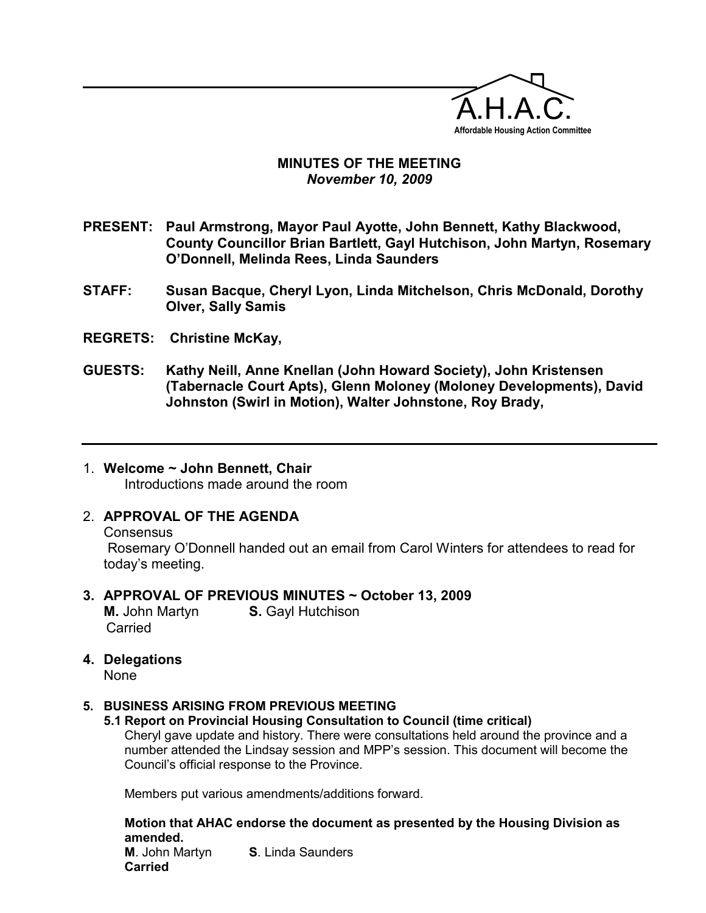A.H.A.C.
Affordable Housing Action Committee

# MINUTES OF THE MEETING
*November 10, 2009*

**PRESENT:** **Paul Armstrong, Mayor Paul Ayotte, John Bennett, Kathy Blackwood, County Councillor Brian Bartlett, Gayl Hutchison, John Martyn, Rosemary O'Donnell, Melinda Rees, Linda Saunders**

**STAFF:** **Susan Bacque, Cheryl Lyon, Linda Mitchelson, Chris McDonald, Dorothy Olver, Sally Samis**

**REGRETS:** **Christine McKay,**

**GUESTS:** **Kathy Neill, Anne Knellan (John Howard Society), John Kristensen (Tabernacle Court Apts), Glenn Moloney (Moloney Developments), David Johnston (Swirl in Motion), Walter Johnstone, Roy Brady,**

---

1. **Welcome ~ John Bennett, Chair**
   Introductions made around the room

2. **APPROVAL OF THE AGENDA**
   Consensus
   Rosemary O'Donnell handed out an email from Carol Winters for attendees to read for today's meeting.

3. **APPROVAL OF PREVIOUS MINUTES ~ October 13, 2009**
   **M.** John Martyn **S.** Gayl Hutchison
   Carried

4. **Delegations**
   None

5. **BUSINESS ARISING FROM PREVIOUS MEETING**
   **5.1 Report on Provincial Housing Consultation to Council (time critical)**
   Cheryl gave update and history. There were consultations held around the province and a number attended the Lindsay session and MPP's session. This document will become the Council's official response to the Province.

   Members put various amendments/additions forward.

   **Motion that AHAC endorse the document as presented by the Housing Division as amended.**
   **M**. John Martyn **S**. Linda Saunders
   **Carried**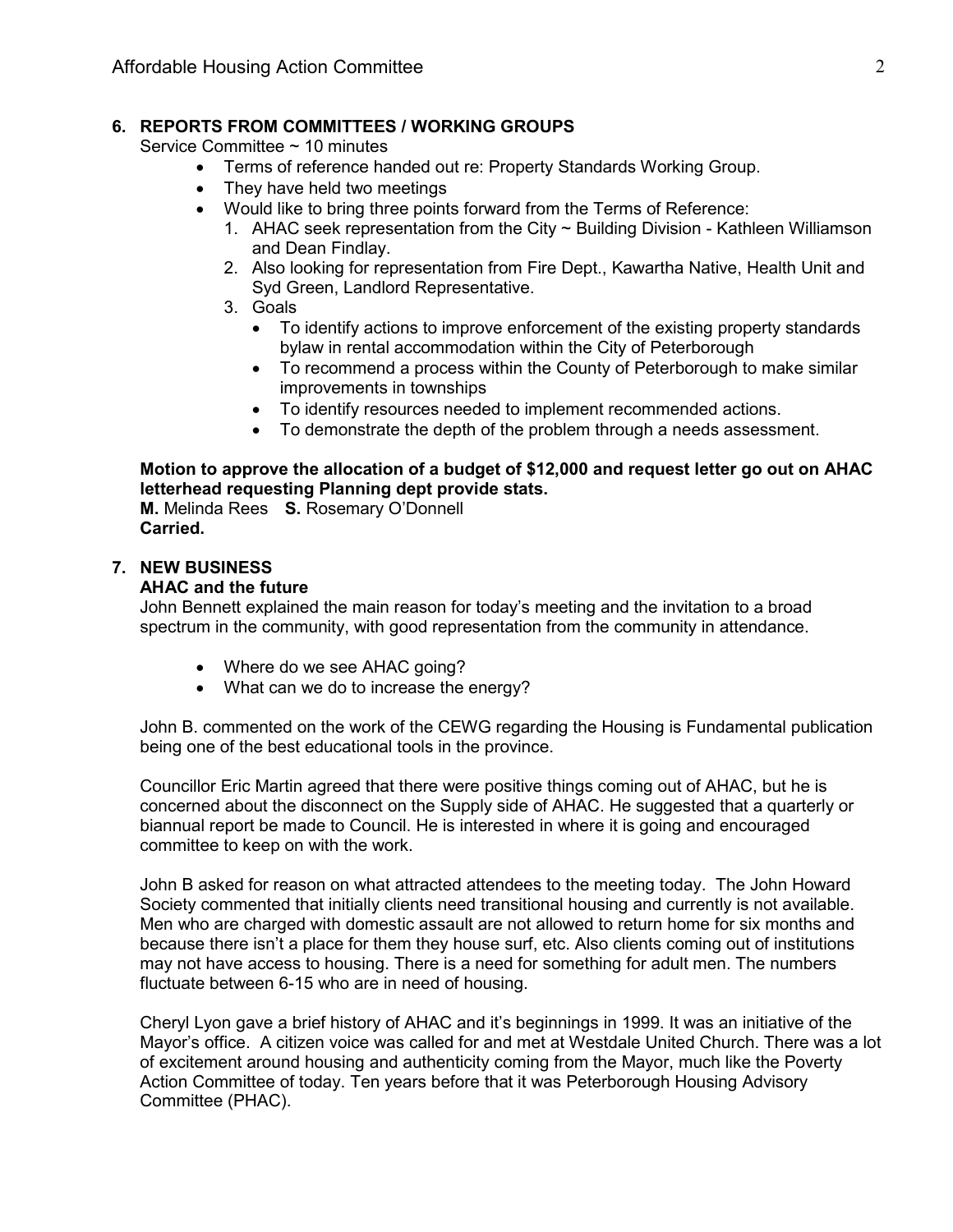## 6. REPORTS FROM COMMITTEES / WORKING GROUPS

Service Committee ~ 10 minutes

- Terms of reference handed out re: Property Standards Working Group.
- They have held two meetings
- Would like to bring three points forward from the Terms of Reference:
  1. AHAC seek representation from the City ~ Building Division - Kathleen Williamson and Dean Findlay.
  2. Also looking for representation from Fire Dept., Kawartha Native, Health Unit and Syd Green, Landlord Representative.
  3. Goals
     - To identify actions to improve enforcement of the existing property standards bylaw in rental accommodation within the City of Peterborough
     - To recommend a process within the County of Peterborough to make similar improvements in townships
     - To identify resources needed to implement recommended actions.
     - To demonstrate the depth of the problem through a needs assessment.

**Motion to approve the allocation of a budget of $12,000 and request letter go out on AHAC letterhead requesting Planning dept provide stats.**
**M.** Melinda Rees **S.** Rosemary O'Donnell
**Carried.**

## 7. NEW BUSINESS

**AHAC and the future**

John Bennett explained the main reason for today's meeting and the invitation to a broad spectrum in the community, with good representation from the community in attendance.

- Where do we see AHAC going?
- What can we do to increase the energy?

John B. commented on the work of the CEWG regarding the Housing is Fundamental publication being one of the best educational tools in the province.

Councillor Eric Martin agreed that there were positive things coming out of AHAC, but he is concerned about the disconnect on the Supply side of AHAC. He suggested that a quarterly or biannual report be made to Council. He is interested in where it is going and encouraged committee to keep on with the work.

John B asked for reason on what attracted attendees to the meeting today. The John Howard Society commented that initially clients need transitional housing and currently is not available. Men who are charged with domestic assault are not allowed to return home for six months and because there isn't a place for them they house surf, etc. Also clients coming out of institutions may not have access to housing. There is a need for something for adult men. The numbers fluctuate between 6-15 who are in need of housing.

Cheryl Lyon gave a brief history of AHAC and it's beginnings in 1999. It was an initiative of the Mayor's office. A citizen voice was called for and met at Westdale United Church. There was a lot of excitement around housing and authenticity coming from the Mayor, much like the Poverty Action Committee of today. Ten years before that it was Peterborough Housing Advisory Committee (PHAC).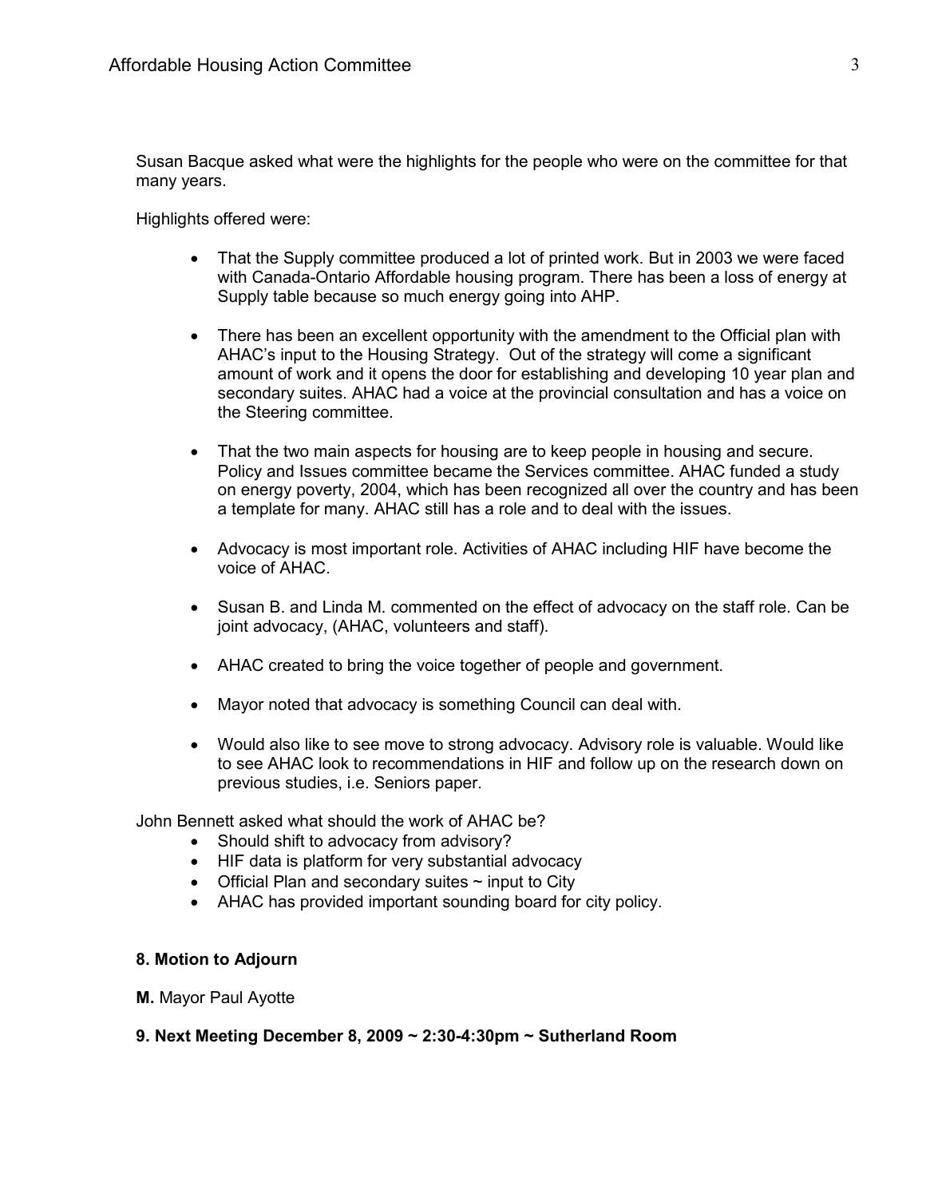Susan Bacque asked what were the highlights for the people who were on the committee for that many years.

Highlights offered were:

- That the Supply committee produced a lot of printed work. But in 2003 we were faced with Canada-Ontario Affordable housing program. There has been a loss of energy at Supply table because so much energy going into AHP.
- There has been an excellent opportunity with the amendment to the Official plan with AHAC's input to the Housing Strategy. Out of the strategy will come a significant amount of work and it opens the door for establishing and developing 10 year plan and secondary suites. AHAC had a voice at the provincial consultation and has a voice on the Steering committee.
- That the two main aspects for housing are to keep people in housing and secure. Policy and Issues committee became the Services committee. AHAC funded a study on energy poverty, 2004, which has been recognized all over the country and has been a template for many. AHAC still has a role and to deal with the issues.
- Advocacy is most important role. Activities of AHAC including HIF have become the voice of AHAC.
- Susan B. and Linda M. commented on the effect of advocacy on the staff role. Can be joint advocacy, (AHAC, volunteers and staff).
- AHAC created to bring the voice together of people and government.
- Mayor noted that advocacy is something Council can deal with.
- Would also like to see move to strong advocacy. Advisory role is valuable. Would like to see AHAC look to recommendations in HIF and follow up on the research down on previous studies, i.e. Seniors paper.

John Bennett asked what should the work of AHAC be?

- Should shift to advocacy from advisory?
- HIF data is platform for very substantial advocacy
- Official Plan and secondary suites ~ input to City
- AHAC has provided important sounding board for city policy.

**8. Motion to Adjourn**

**M.** Mayor Paul Ayotte

**9. Next Meeting December 8, 2009 ~ 2:30-4:30pm ~ Sutherland Room**